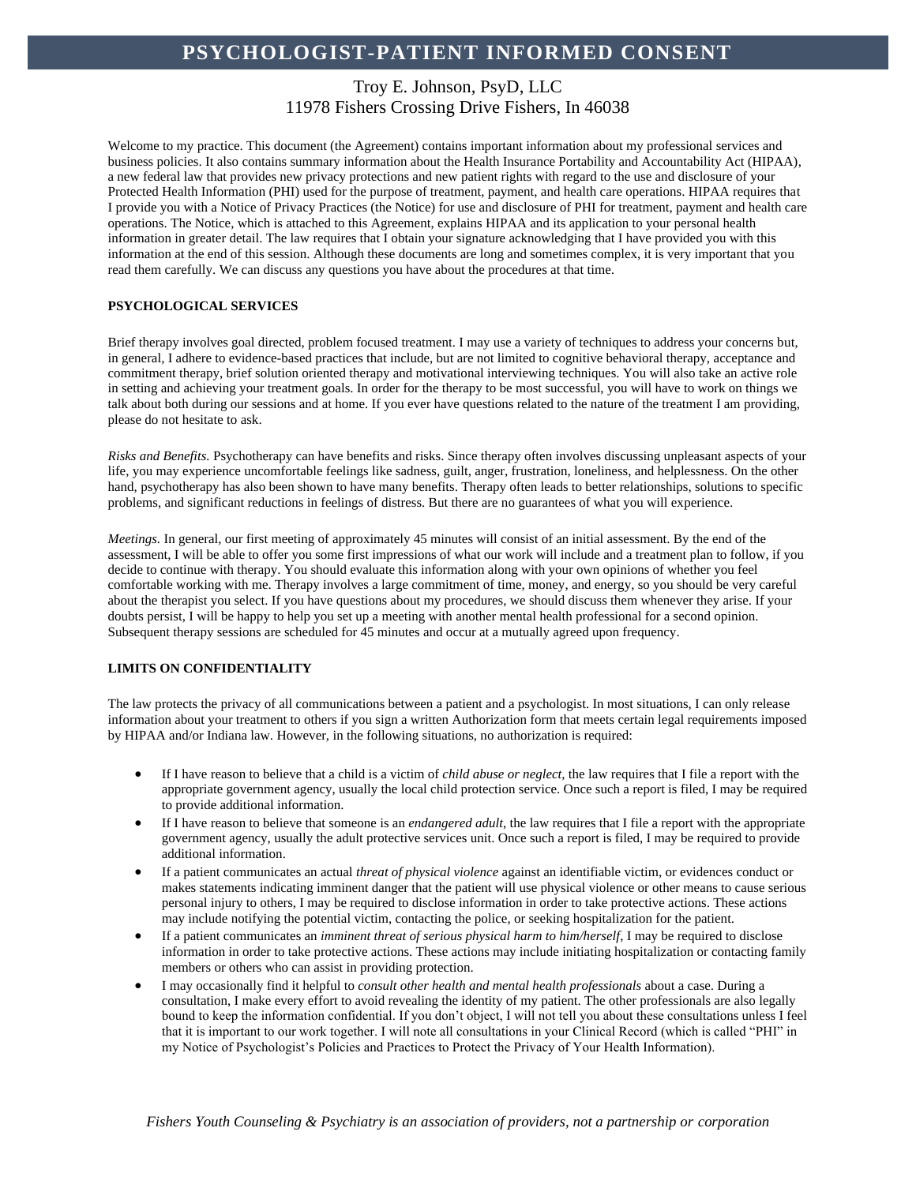# PSYCHOLOGIST-PATIENT INFORMED CONSENT

Troy E. Johnson, PsyD, LLC
11978 Fishers Crossing Drive Fishers, In 46038

Welcome to my practice. This document (the Agreement) contains important information about my professional services and business policies. It also contains summary information about the Health Insurance Portability and Accountability Act (HIPAA), a new federal law that provides new privacy protections and new patient rights with regard to the use and disclosure of your Protected Health Information (PHI) used for the purpose of treatment, payment, and health care operations. HIPAA requires that I provide you with a Notice of Privacy Practices (the Notice) for use and disclosure of PHI for treatment, payment and health care operations. The Notice, which is attached to this Agreement, explains HIPAA and its application to your personal health information in greater detail. The law requires that I obtain your signature acknowledging that I have provided you with this information at the end of this session. Although these documents are long and sometimes complex, it is very important that you read them carefully. We can discuss any questions you have about the procedures at that time.

**PSYCHOLOGICAL SERVICES**

Brief therapy involves goal directed, problem focused treatment. I may use a variety of techniques to address your concerns but, in general, I adhere to evidence-based practices that include, but are not limited to cognitive behavioral therapy, acceptance and commitment therapy, brief solution oriented therapy and motivational interviewing techniques. You will also take an active role in setting and achieving your treatment goals. In order for the therapy to be most successful, you will have to work on things we talk about both during our sessions and at home. If you ever have questions related to the nature of the treatment I am providing, please do not hesitate to ask.

*Risks and Benefits.* Psychotherapy can have benefits and risks. Since therapy often involves discussing unpleasant aspects of your life, you may experience uncomfortable feelings like sadness, guilt, anger, frustration, loneliness, and helplessness. On the other hand, psychotherapy has also been shown to have many benefits. Therapy often leads to better relationships, solutions to specific problems, and significant reductions in feelings of distress. But there are no guarantees of what you will experience.

*Meetings.* In general, our first meeting of approximately 45 minutes will consist of an initial assessment. By the end of the assessment, I will be able to offer you some first impressions of what our work will include and a treatment plan to follow, if you decide to continue with therapy. You should evaluate this information along with your own opinions of whether you feel comfortable working with me. Therapy involves a large commitment of time, money, and energy, so you should be very careful about the therapist you select. If you have questions about my procedures, we should discuss them whenever they arise. If your doubts persist, I will be happy to help you set up a meeting with another mental health professional for a second opinion. Subsequent therapy sessions are scheduled for 45 minutes and occur at a mutually agreed upon frequency.

**LIMITS ON CONFIDENTIALITY**

The law protects the privacy of all communications between a patient and a psychologist. In most situations, I can only release information about your treatment to others if you sign a written Authorization form that meets certain legal requirements imposed by HIPAA and/or Indiana law. However, in the following situations, no authorization is required:

- If I have reason to believe that a child is a victim of *child abuse or neglect,* the law requires that I file a report with the appropriate government agency, usually the local child protection service. Once such a report is filed, I may be required to provide additional information.
- If I have reason to believe that someone is an *endangered adult*, the law requires that I file a report with the appropriate government agency, usually the adult protective services unit. Once such a report is filed, I may be required to provide additional information.
- If a patient communicates an actual *threat of physical violence* against an identifiable victim, or evidences conduct or makes statements indicating imminent danger that the patient will use physical violence or other means to cause serious personal injury to others, I may be required to disclose information in order to take protective actions. These actions may include notifying the potential victim, contacting the police, or seeking hospitalization for the patient.
- If a patient communicates an *imminent threat of serious physical harm to him/herself*, I may be required to disclose information in order to take protective actions. These actions may include initiating hospitalization or contacting family members or others who can assist in providing protection.
- I may occasionally find it helpful to *consult other health and mental health professionals* about a case. During a consultation, I make every effort to avoid revealing the identity of my patient. The other professionals are also legally bound to keep the information confidential. If you don't object, I will not tell you about these consultations unless I feel that it is important to our work together. I will note all consultations in your Clinical Record (which is called "PHI" in my Notice of Psychologist's Policies and Practices to Protect the Privacy of Your Health Information).

*Fishers Youth Counseling & Psychiatry is an association of providers, not a partnership or corporation*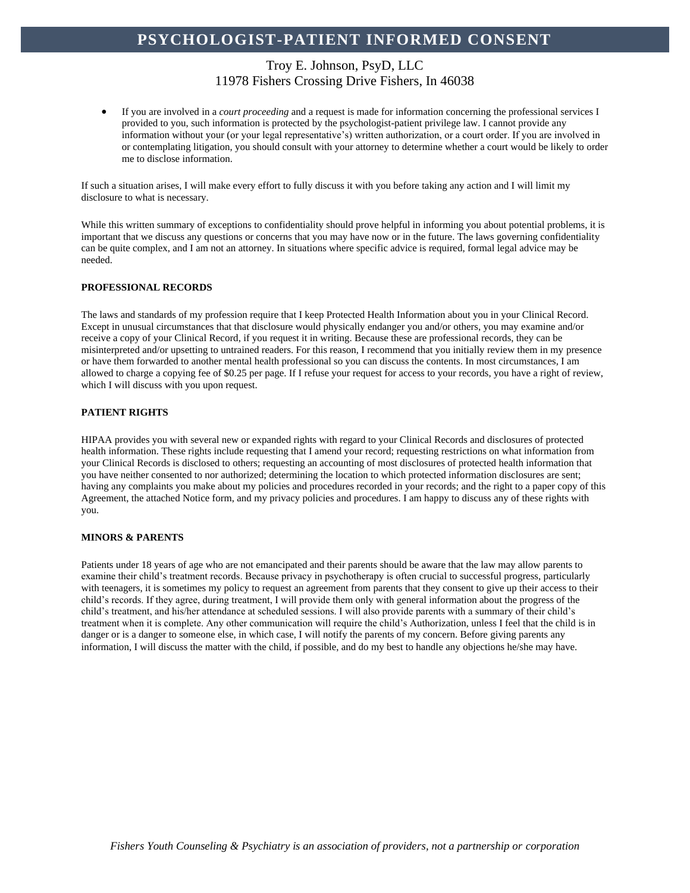- If you are involved in a *court proceeding* and a request is made for information concerning the professional services I provided to you, such information is protected by the psychologist-patient privilege law. I cannot provide any information without your (or your legal representative's) written authorization, or a court order. If you are involved in or contemplating litigation, you should consult with your attorney to determine whether a court would be likely to order me to disclose information.

If such a situation arises, I will make every effort to fully discuss it with you before taking any action and I will limit my disclosure to what is necessary.

While this written summary of exceptions to confidentiality should prove helpful in informing you about potential problems, it is important that we discuss any questions or concerns that you may have now or in the future. The laws governing confidentiality can be quite complex, and I am not an attorney. In situations where specific advice is required, formal legal advice may be needed.

**PROFESSIONAL RECORDS**

The laws and standards of my profession require that I keep Protected Health Information about you in your Clinical Record. Except in unusual circumstances that that disclosure would physically endanger you and/or others, you may examine and/or receive a copy of your Clinical Record, if you request it in writing. Because these are professional records, they can be misinterpreted and/or upsetting to untrained readers. For this reason, I recommend that you initially review them in my presence or have them forwarded to another mental health professional so you can discuss the contents. In most circumstances, I am allowed to charge a copying fee of $0.25 per page. If I refuse your request for access to your records, you have a right of review, which I will discuss with you upon request.

**PATIENT RIGHTS**

HIPAA provides you with several new or expanded rights with regard to your Clinical Records and disclosures of protected health information. These rights include requesting that I amend your record; requesting restrictions on what information from your Clinical Records is disclosed to others; requesting an accounting of most disclosures of protected health information that you have neither consented to nor authorized; determining the location to which protected information disclosures are sent; having any complaints you make about my policies and procedures recorded in your records; and the right to a paper copy of this Agreement, the attached Notice form, and my privacy policies and procedures. I am happy to discuss any of these rights with you.

**MINORS & PARENTS**

Patients under 18 years of age who are not emancipated and their parents should be aware that the law may allow parents to examine their child's treatment records. Because privacy in psychotherapy is often crucial to successful progress, particularly with teenagers, it is sometimes my policy to request an agreement from parents that they consent to give up their access to their child's records. If they agree, during treatment, I will provide them only with general information about the progress of the child's treatment, and his/her attendance at scheduled sessions. I will also provide parents with a summary of their child's treatment when it is complete. Any other communication will require the child's Authorization, unless I feel that the child is in danger or is a danger to someone else, in which case, I will notify the parents of my concern. Before giving parents any information, I will discuss the matter with the child, if possible, and do my best to handle any objections he/she may have.